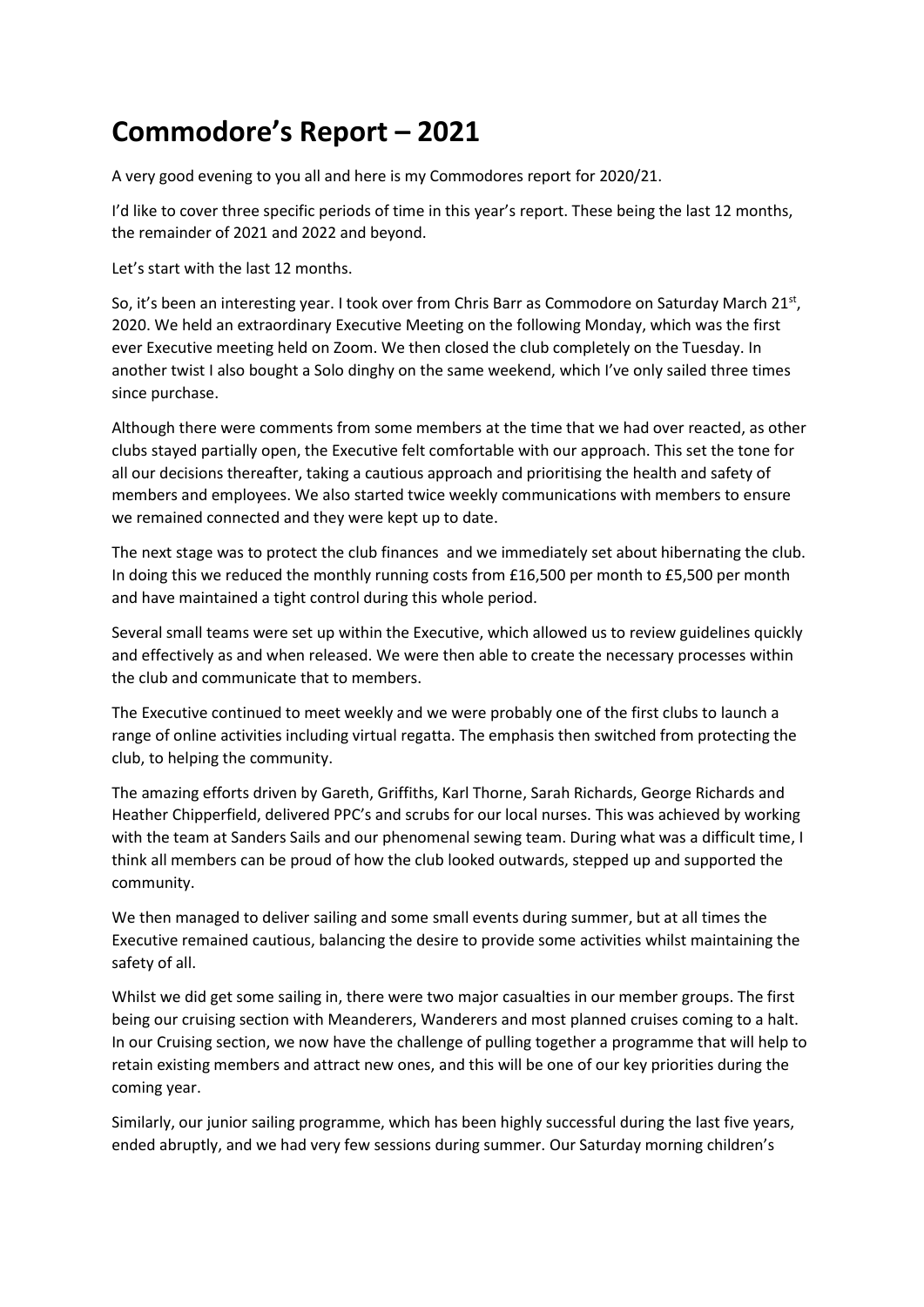# Commodore's Report – 2021

A very good evening to you all and here is my Commodores report for 2020/21.

I'd like to cover three specific periods of time in this year's report. These being the last 12 months, the remainder of 2021 and 2022 and beyond.

Let's start with the last 12 months.

So, it's been an interesting year. I took over from Chris Barr as Commodore on Saturday March 21st, 2020. We held an extraordinary Executive Meeting on the following Monday, which was the first ever Executive meeting held on Zoom. We then closed the club completely on the Tuesday. In another twist I also bought a Solo dinghy on the same weekend, which I've only sailed three times since purchase.

Although there were comments from some members at the time that we had over reacted, as other clubs stayed partially open, the Executive felt comfortable with our approach. This set the tone for all our decisions thereafter, taking a cautious approach and prioritising the health and safety of members and employees. We also started twice weekly communications with members to ensure we remained connected and they were kept up to date.

The next stage was to protect the club finances  and we immediately set about hibernating the club. In doing this we reduced the monthly running costs from £16,500 per month to £5,500 per month and have maintained a tight control during this whole period.

Several small teams were set up within the Executive, which allowed us to review guidelines quickly and effectively as and when released. We were then able to create the necessary processes within the club and communicate that to members.

The Executive continued to meet weekly and we were probably one of the first clubs to launch a range of online activities including virtual regatta. The emphasis then switched from protecting the club, to helping the community.

The amazing efforts driven by Gareth, Griffiths, Karl Thorne, Sarah Richards, George Richards and Heather Chipperfield, delivered PPC's and scrubs for our local nurses. This was achieved by working with the team at Sanders Sails and our phenomenal sewing team. During what was a difficult time, I think all members can be proud of how the club looked outwards, stepped up and supported the community.

We then managed to deliver sailing and some small events during summer, but at all times the Executive remained cautious, balancing the desire to provide some activities whilst maintaining the safety of all.

Whilst we did get some sailing in, there were two major casualties in our member groups. The first being our cruising section with Meanderers, Wanderers and most planned cruises coming to a halt. In our Cruising section, we now have the challenge of pulling together a programme that will help to retain existing members and attract new ones, and this will be one of our key priorities during the coming year.

Similarly, our junior sailing programme, which has been highly successful during the last five years, ended abruptly, and we had very few sessions during summer. Our Saturday morning children's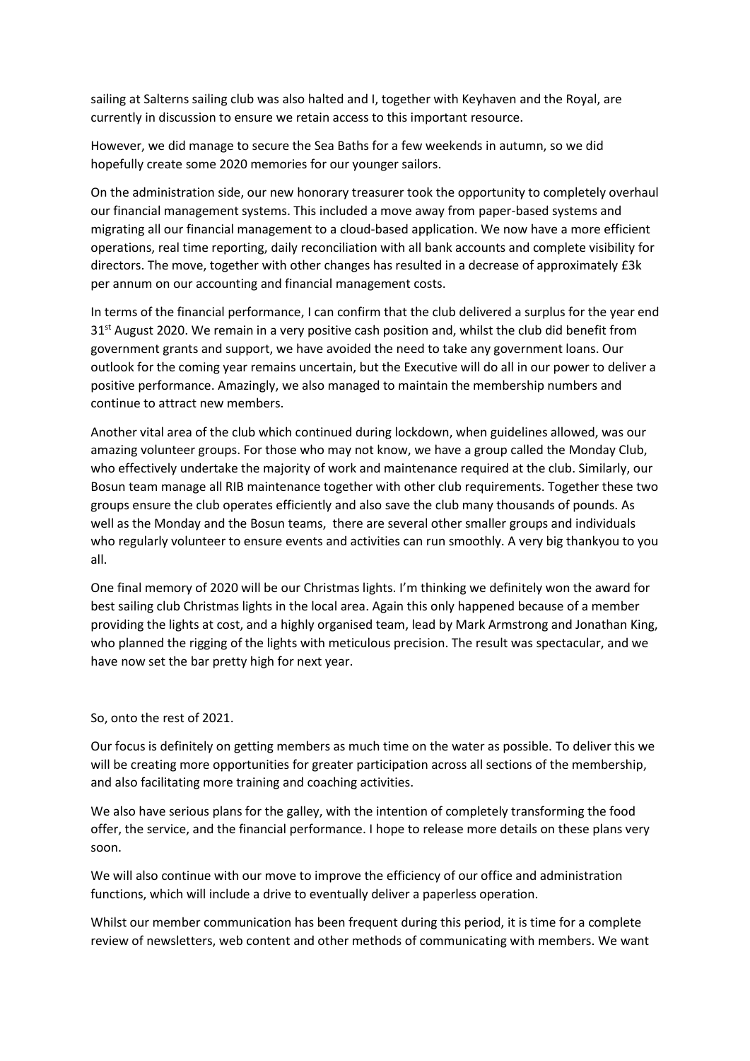sailing at Salterns sailing club was also halted and I, together with Keyhaven and the Royal, are currently in discussion to ensure we retain access to this important resource.

However, we did manage to secure the Sea Baths for a few weekends in autumn, so we did hopefully create some 2020 memories for our younger sailors.

On the administration side, our new honorary treasurer took the opportunity to completely overhaul our financial management systems. This included a move away from paper-based systems and migrating all our financial management to a cloud-based application. We now have a more efficient operations, real time reporting, daily reconciliation with all bank accounts and complete visibility for directors. The move, together with other changes has resulted in a decrease of approximately £3k per annum on our accounting and financial management costs.

In terms of the financial performance, I can confirm that the club delivered a surplus for the year end 31st August 2020. We remain in a very positive cash position and, whilst the club did benefit from government grants and support, we have avoided the need to take any government loans. Our outlook for the coming year remains uncertain, but the Executive will do all in our power to deliver a positive performance. Amazingly, we also managed to maintain the membership numbers and continue to attract new members.

Another vital area of the club which continued during lockdown, when guidelines allowed, was our amazing volunteer groups. For those who may not know, we have a group called the Monday Club, who effectively undertake the majority of work and maintenance required at the club. Similarly, our Bosun team manage all RIB maintenance together with other club requirements. Together these two groups ensure the club operates efficiently and also save the club many thousands of pounds. As well as the Monday and the Bosun teams, there are several other smaller groups and individuals who regularly volunteer to ensure events and activities can run smoothly. A very big thankyou to you all.

One final memory of 2020 will be our Christmas lights. I'm thinking we definitely won the award for best sailing club Christmas lights in the local area. Again this only happened because of a member providing the lights at cost, and a highly organised team, lead by Mark Armstrong and Jonathan King, who planned the rigging of the lights with meticulous precision. The result was spectacular, and we have now set the bar pretty high for next year.

So, onto the rest of 2021.

Our focus is definitely on getting members as much time on the water as possible. To deliver this we will be creating more opportunities for greater participation across all sections of the membership, and also facilitating more training and coaching activities.

We also have serious plans for the galley, with the intention of completely transforming the food offer, the service, and the financial performance. I hope to release more details on these plans very soon.

We will also continue with our move to improve the efficiency of our office and administration functions, which will include a drive to eventually deliver a paperless operation.

Whilst our member communication has been frequent during this period, it is time for a complete review of newsletters, web content and other methods of communicating with members. We want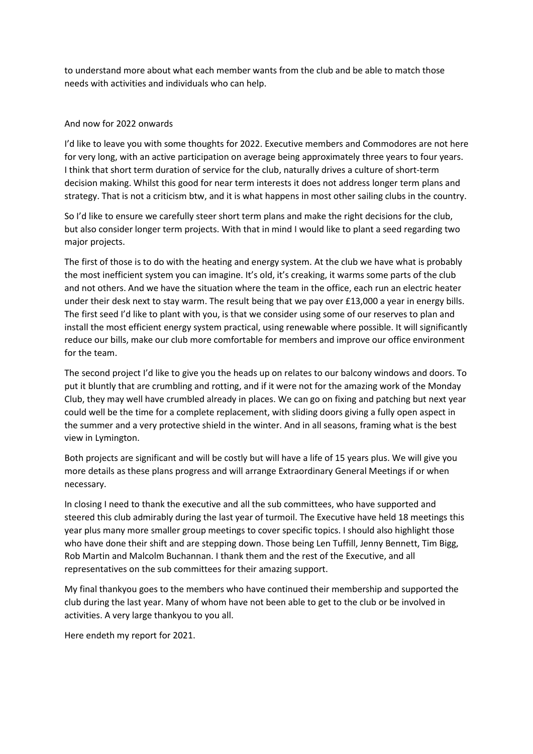to understand more about what each member wants from the club and be able to match those needs with activities and individuals who can help.

## And now for 2022 onwards

I'd like to leave you with some thoughts for 2022. Executive members and Commodores are not here for very long, with an active participation on average being approximately three years to four years. I think that short term duration of service for the club, naturally drives a culture of short-term decision making. Whilst this good for near term interests it does not address longer term plans and strategy. That is not a criticism btw, and it is what happens in most other sailing clubs in the country.

So I'd like to ensure we carefully steer short term plans and make the right decisions for the club, but also consider longer term projects. With that in mind I would like to plant a seed regarding two major projects.

The first of those is to do with the heating and energy system. At the club we have what is probably the most inefficient system you can imagine. It's old, it's creaking, it warms some parts of the club and not others. And we have the situation where the team in the office, each run an electric heater under their desk next to stay warm. The result being that we pay over £13,000 a year in energy bills. The first seed I'd like to plant with you, is that we consider using some of our reserves to plan and install the most efficient energy system practical, using renewable where possible. It will significantly reduce our bills, make our club more comfortable for members and improve our office environment for the team.

The second project I'd like to give you the heads up on relates to our balcony windows and doors. To put it bluntly that are crumbling and rotting, and if it were not for the amazing work of the Monday Club, they may well have crumbled already in places. We can go on fixing and patching but next year could well be the time for a complete replacement, with sliding doors giving a fully open aspect in the summer and a very protective shield in the winter. And in all seasons, framing what is the best view in Lymington.

Both projects are significant and will be costly but will have a life of 15 years plus. We will give you more details as these plans progress and will arrange Extraordinary General Meetings if or when necessary.

In closing I need to thank the executive and all the sub committees, who have supported and steered this club admirably during the last year of turmoil. The Executive have held 18 meetings this year plus many more smaller group meetings to cover specific topics. I should also highlight those who have done their shift and are stepping down. Those being Len Tuffill, Jenny Bennett, Tim Bigg, Rob Martin and Malcolm Buchannan. I thank them and the rest of the Executive, and all representatives on the sub committees for their amazing support.

My final thankyou goes to the members who have continued their membership and supported the club during the last year. Many of whom have not been able to get to the club or be involved in activities. A very large thankyou to you all.

Here endeth my report for 2021.